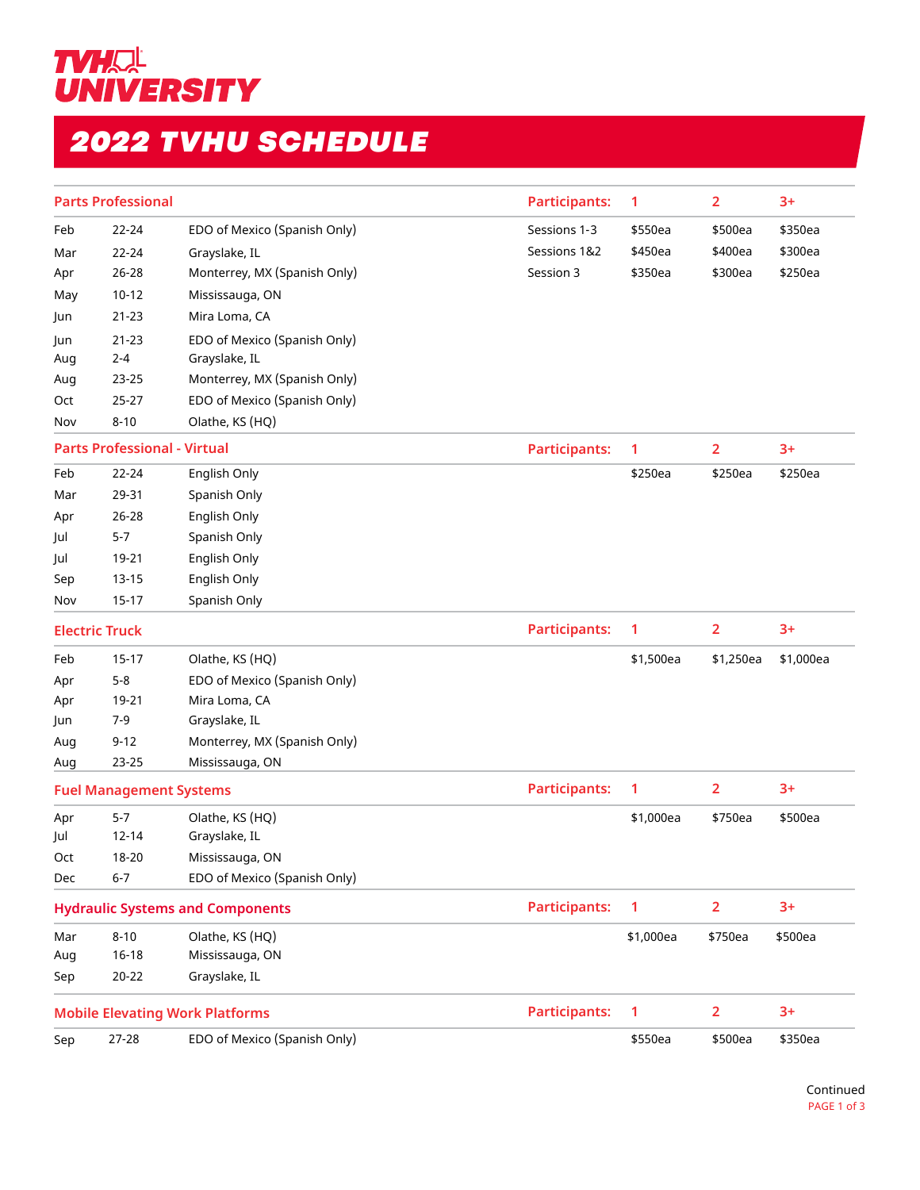# TVH UNIVERSITY

## 2022 TVHU SCHEDULE

| Parts Professional | | | Participants: | 1 | 2 | 3+ |
|---|---|---|---|---|---|---|
| Feb | 22-24 | EDO of Mexico (Spanish Only) | Sessions 1-3 | $550ea | $500ea | $350ea |
| Mar | 22-24 | Grayslake, IL | Sessions 1&2 | $450ea | $400ea | $300ea |
| Apr | 26-28 | Monterrey, MX (Spanish Only) | Session 3 | $350ea | $300ea | $250ea |
| May | 10-12 | Mississauga, ON | | | | |
| Jun | 21-23 | Mira Loma, CA | | | | |
| Jun | 21-23 | EDO of Mexico (Spanish Only) | | | | |
| Aug | 2-4 | Grayslake, IL | | | | |
| Aug | 23-25 | Monterrey, MX (Spanish Only) | | | | |
| Oct | 25-27 | EDO of Mexico (Spanish Only) | | | | |
| Nov | 8-10 | Olathe, KS (HQ) | | | | |

| Parts Professional - Virtual | | | Participants: | 1 | 2 | 3+ |
|---|---|---|---|---|---|---|
| Feb | 22-24 | English Only | | $250ea | $250ea | $250ea |
| Mar | 29-31 | Spanish Only | | | | |
| Apr | 26-28 | English Only | | | | |
| Jul | 5-7 | Spanish Only | | | | |
| Jul | 19-21 | English Only | | | | |
| Sep | 13-15 | English Only | | | | |
| Nov | 15-17 | Spanish Only | | | | |

| Electric Truck | | | Participants: | 1 | 2 | 3+ |
|---|---|---|---|---|---|---|
| Feb | 15-17 | Olathe, KS (HQ) | | $1,500ea | $1,250ea | $1,000ea |
| Apr | 5-8 | EDO of Mexico (Spanish Only) | | | | |
| Apr | 19-21 | Mira Loma, CA | | | | |
| Jun | 7-9 | Grayslake, IL | | | | |
| Aug | 9-12 | Monterrey, MX (Spanish Only) | | | | |
| Aug | 23-25 | Mississauga, ON | | | | |

| Fuel Management Systems | | | Participants: | 1 | 2 | 3+ |
|---|---|---|---|---|---|---|
| Apr | 5-7 | Olathe, KS (HQ) | | $1,000ea | $750ea | $500ea |
| Jul | 12-14 | Grayslake, IL | | | | |
| Oct | 18-20 | Mississauga, ON | | | | |
| Dec | 6-7 | EDO of Mexico (Spanish Only) | | | | |

| Hydraulic Systems and Components | | | Participants: | 1 | 2 | 3+ |
|---|---|---|---|---|---|---|
| Mar | 8-10 | Olathe, KS (HQ) | | $1,000ea | $750ea | $500ea |
| Aug | 16-18 | Mississauga, ON | | | | |
| Sep | 20-22 | Grayslake, IL | | | | |

| Mobile Elevating Work Platforms | | | Participants: | 1 | 2 | 3+ |
|---|---|---|---|---|---|---|
| Sep | 27-28 | EDO of Mexico (Spanish Only) | | $550ea | $500ea | $350ea |

Continued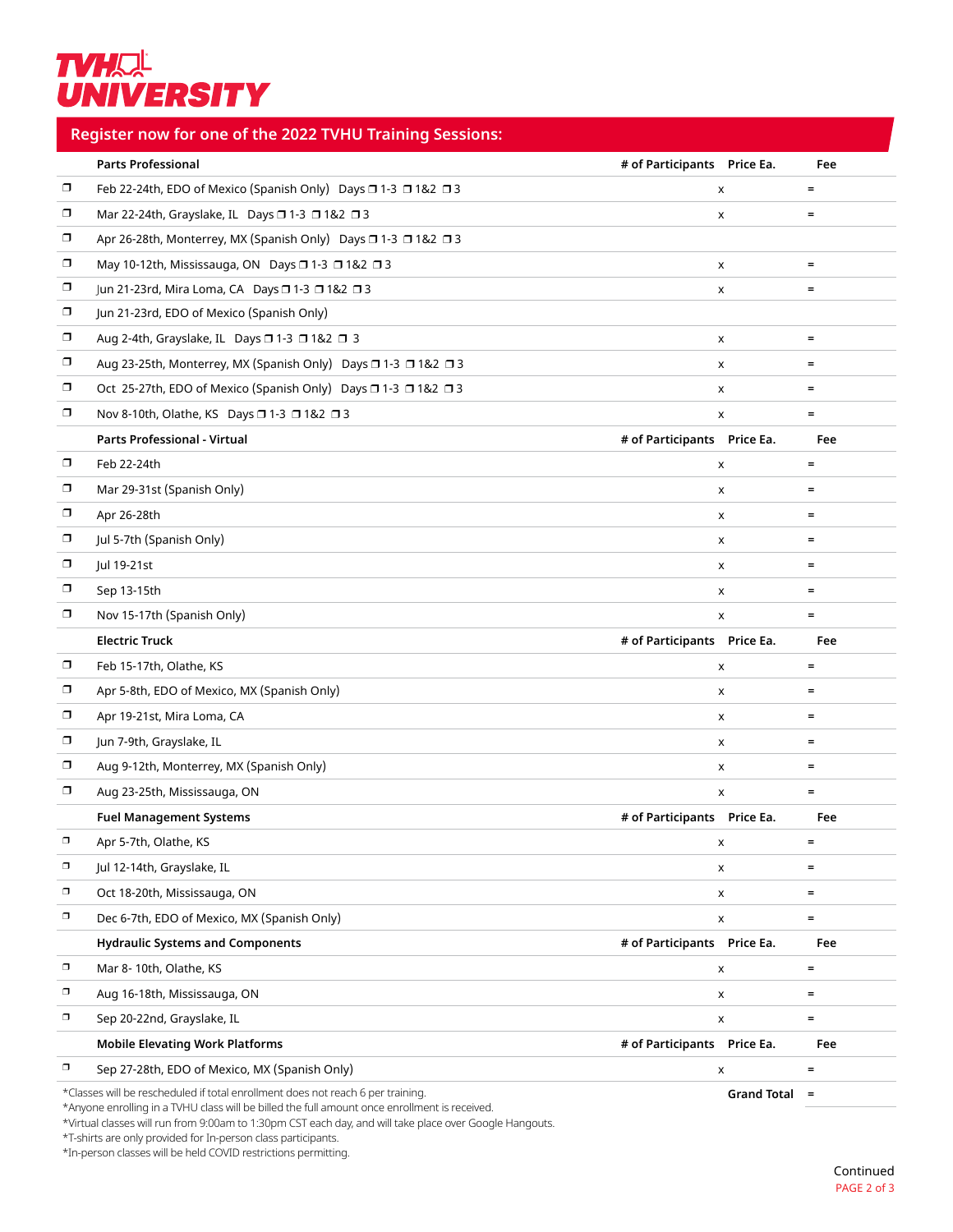# TVH UNIVERSITY

## Register now for one of the 2022 TVHU Training Sessions:

| | Parts Professional | # of Participants | Price Ea. | Fee |
|---|---|---|---|---|
| ❐ | Feb 22-24th, EDO of Mexico (Spanish Only) Days ❐ 1-3 ❐ 1&2 ❐ 3 | x | | = |
| ❐ | Mar 22-24th, Grayslake, IL Days ❐ 1-3 ❐ 1&2 ❐ 3 | x | | = |
| ❐ | Apr 26-28th, Monterrey, MX (Spanish Only) Days ❐ 1-3 ❐ 1&2 ❐ 3 | | | |
| ❐ | May 10-12th, Mississauga, ON Days ❐ 1-3 ❐ 1&2 ❐ 3 | x | | = |
| ❐ | Jun 21-23rd, Mira Loma, CA Days ❐ 1-3 ❐ 1&2 ❐ 3 | x | | = |
| ❐ | Jun 21-23rd, EDO of Mexico (Spanish Only) | | | |
| ❐ | Aug 2-4th, Grayslake, IL Days ❐ 1-3 ❐ 1&2 ❐ 3 | x | | = |
| ❐ | Aug 23-25th, Monterrey, MX (Spanish Only) Days ❐ 1-3 ❐ 1&2 ❐ 3 | x | | = |
| ❐ | Oct 25-27th, EDO of Mexico (Spanish Only) Days ❐ 1-3 ❐ 1&2 ❐ 3 | x | | = |
| ❐ | Nov 8-10th, Olathe, KS Days ❐ 1-3 ❐ 1&2 ❐ 3 | x | | = |
| | **Parts Professional - Virtual** | **# of Participants** | **Price Ea.** | **Fee** |
| ❐ | Feb 22-24th | x | | = |
| ❐ | Mar 29-31st (Spanish Only) | x | | = |
| ❐ | Apr 26-28th | x | | = |
| ❐ | Jul 5-7th (Spanish Only) | x | | = |
| ❐ | Jul 19-21st | x | | = |
| ❐ | Sep 13-15th | x | | = |
| ❐ | Nov 15-17th (Spanish Only) | x | | = |
| | **Electric Truck** | **# of Participants** | **Price Ea.** | **Fee** |
| ❐ | Feb 15-17th, Olathe, KS | x | | = |
| ❐ | Apr 5-8th, EDO of Mexico, MX (Spanish Only) | x | | = |
| ❐ | Apr 19-21st, Mira Loma, CA | x | | = |
| ❐ | Jun 7-9th, Grayslake, IL | x | | = |
| ❐ | Aug 9-12th, Monterrey, MX (Spanish Only) | x | | = |
| ❐ | Aug 23-25th, Mississauga, ON | x | | = |
| | **Fuel Management Systems** | **# of Participants** | **Price Ea.** | **Fee** |
| ❐ | Apr 5-7th, Olathe, KS | x | | = |
| ❐ | Jul 12-14th, Grayslake, IL | x | | = |
| ❐ | Oct 18-20th, Mississauga, ON | x | | = |
| ❐ | Dec 6-7th, EDO of Mexico, MX (Spanish Only) | x | | = |
| | **Hydraulic Systems and Components** | **# of Participants** | **Price Ea.** | **Fee** |
| ❐ | Mar 8- 10th, Olathe, KS | x | | = |
| ❐ | Aug 16-18th, Mississauga, ON | x | | = |
| ❐ | Sep 20-22nd, Grayslake, IL | x | | = |
| | **Mobile Elevating Work Platforms** | **# of Participants** | **Price Ea.** | **Fee** |
| ❐ | Sep 27-28th, EDO of Mexico, MX (Spanish Only) | x | | = |
| | | | **Grand Total** | = |

*Classes will be rescheduled if total enrollment does not reach 6 per training.
*Anyone enrolling in a TVHU class will be billed the full amount once enrollment is received.
*Virtual classes will run from 9:00am to 1:30pm CST each day, and will take place over Google Hangouts.
*T-shirts are only provided for In-person class participants.
*In-person classes will be held COVID restrictions permitting.

Continued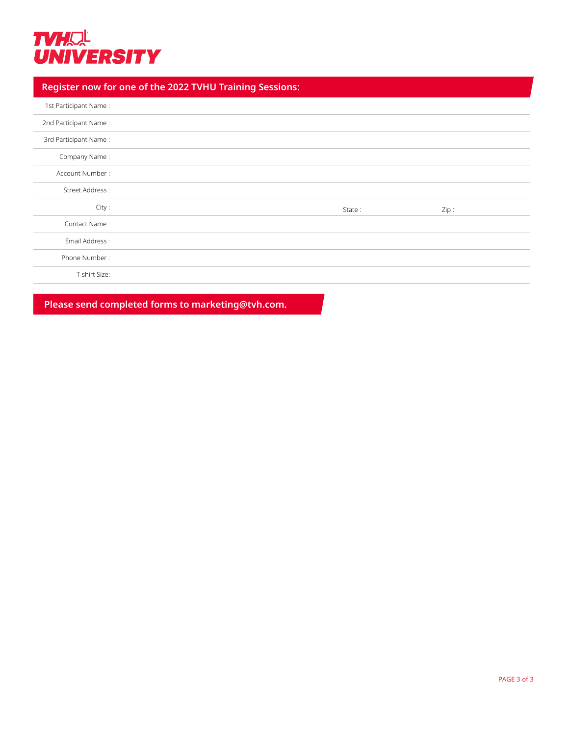TVH UNIVERSITY

## Register now for one of the 2022 TVHU Training Sessions:

| | | | |
|---|---|---|---|
| 1st Participant Name : | | | |
| 2nd Participant Name : | | | |
| 3rd Participant Name : | | | |
| Company Name : | | | |
| Account Number : | | | |
| Street Address : | | | |
| City : | | State : | Zip : |
| Contact Name : | | | |
| Email Address : | | | |
| Phone Number : | | | |
| T-shirt Size: | | | |

**Please send completed forms to marketing@tvh.com.**